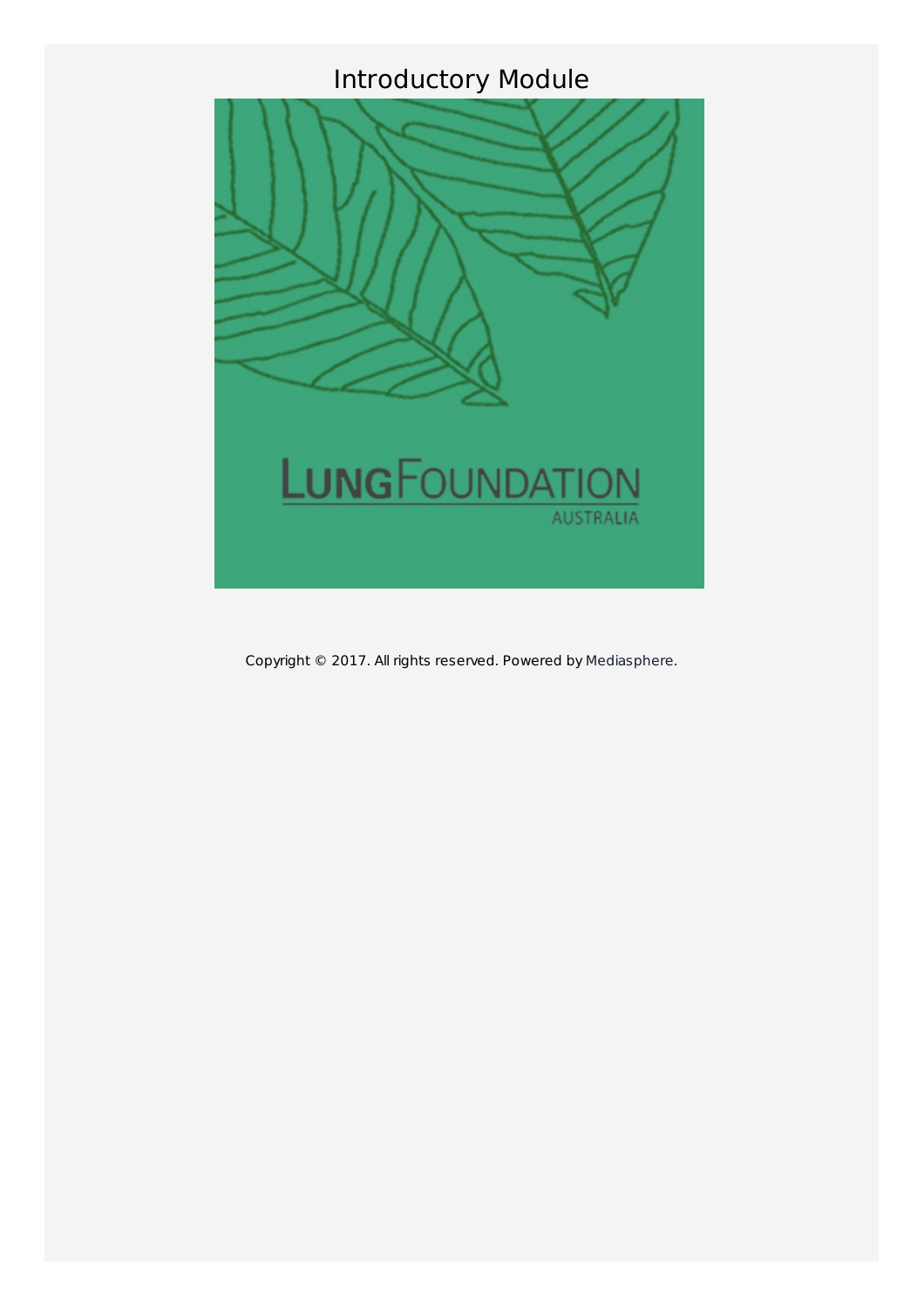# Introductory Module

Copyright © 2017. All rights reserved. Powered by Mediasphere.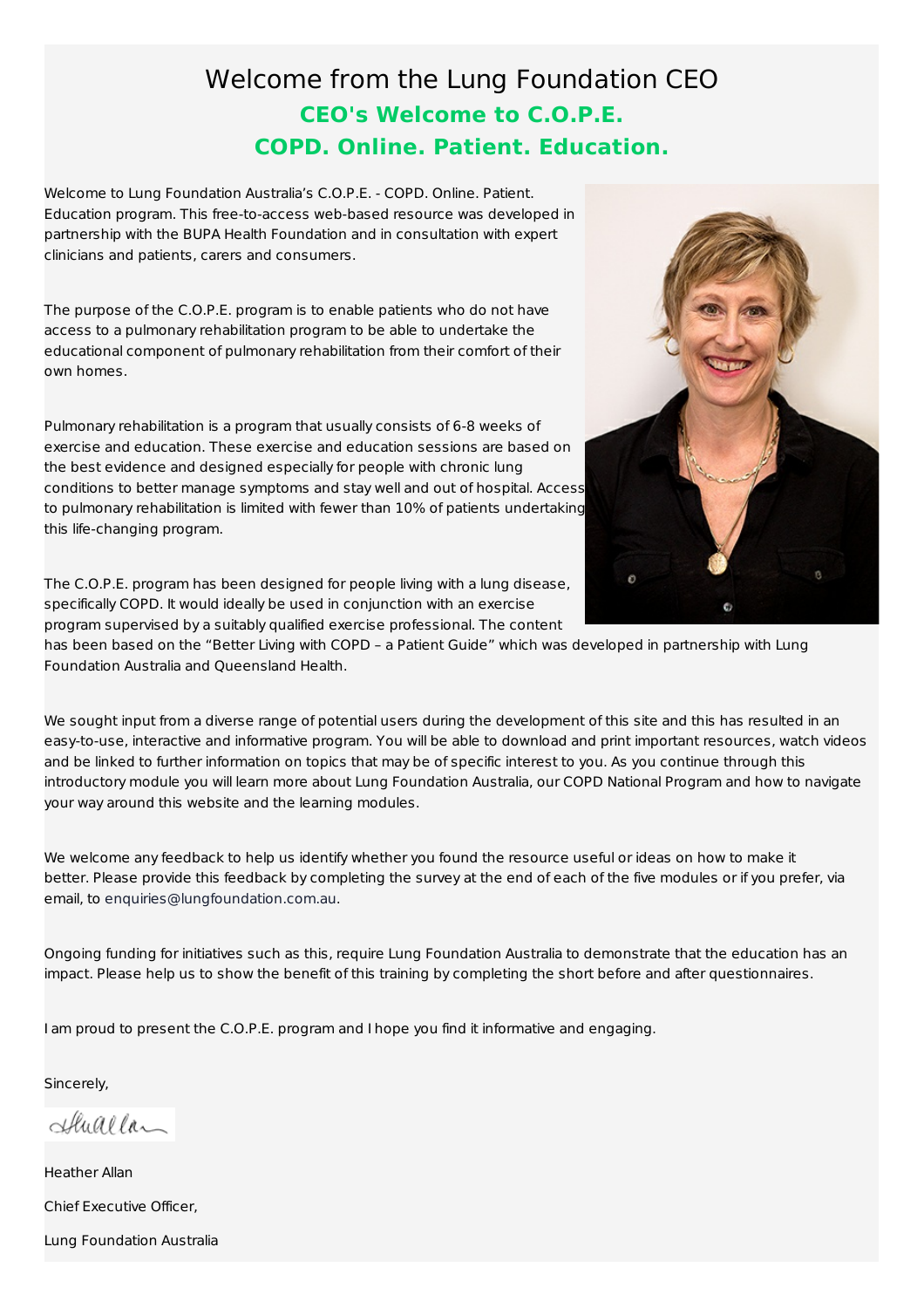# Welcome from the Lung Foundation CEO

## CEO's Welcome to C.O.P.E.

## COPD. Online. Patient. Education.

Welcome to Lung Foundation Australia's C.O.P.E. - COPD. Online. Patient. Education program. This free-to-access web-based resource was developed in partnership with the BUPA Health Foundation and in consultation with expert clinicians and patients, carers and consumers.

The purpose of the C.O.P.E. program is to enable patients who do not have access to a pulmonary rehabilitation program to be able to undertake the educational component of pulmonary rehabilitation from their comfort of their own homes.

Pulmonary rehabilitation is a program that usually consists of 6-8 weeks of exercise and education. These exercise and education sessions are based on the best evidence and designed especially for people with chronic lung conditions to better manage symptoms and stay well and out of hospital. Access to pulmonary rehabilitation is limited with fewer than 10% of patients undertaking this life-changing program.

The C.O.P.E. program has been designed for people living with a lung disease, specifically COPD. It would ideally be used in conjunction with an exercise program supervised by a suitably qualified exercise professional. The content has been based on the "Better Living with COPD – a Patient Guide" which was developed in partnership with Lung Foundation Australia and Queensland Health.

We sought input from a diverse range of potential users during the development of this site and this has resulted in an easy-to-use, interactive and informative program. You will be able to download and print important resources, watch videos and be linked to further information on topics that may be of specific interest to you. As you continue through this introductory module you will learn more about Lung Foundation Australia, our COPD National Program and how to navigate your way around this website and the learning modules.

We welcome any feedback to help us identify whether you found the resource useful or ideas on how to make it better. Please provide this feedback by completing the survey at the end of each of the five modules or if you prefer, via email, to enquiries@lungfoundation.com.au.

Ongoing funding for initiatives such as this, require Lung Foundation Australia to demonstrate that the education has an impact. Please help us to show the benefit of this training by completing the short before and after questionnaires.

I am proud to present the C.O.P.E. program and I hope you find it informative and engaging.

Sincerely,

Heather Allan

Chief Executive Officer,

Lung Foundation Australia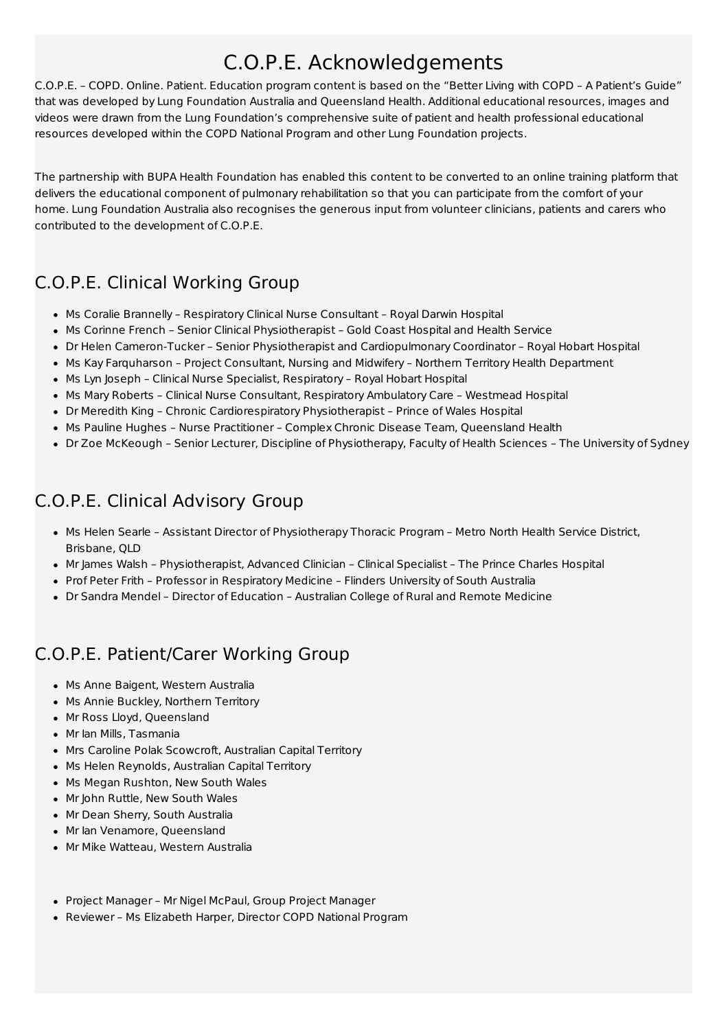# C.O.P.E. Acknowledgements

C.O.P.E. – COPD. Online. Patient. Education program content is based on the "Better Living with COPD – A Patient's Guide" that was developed by Lung Foundation Australia and Queensland Health. Additional educational resources, images and videos were drawn from the Lung Foundation's comprehensive suite of patient and health professional educational resources developed within the COPD National Program and other Lung Foundation projects.

The partnership with BUPA Health Foundation has enabled this content to be converted to an online training platform that delivers the educational component of pulmonary rehabilitation so that you can participate from the comfort of your home. Lung Foundation Australia also recognises the generous input from volunteer clinicians, patients and carers who contributed to the development of C.O.P.E.

## C.O.P.E. Clinical Working Group

- Ms Coralie Brannelly – Respiratory Clinical Nurse Consultant – Royal Darwin Hospital
- Ms Corinne French – Senior Clinical Physiotherapist – Gold Coast Hospital and Health Service
- Dr Helen Cameron-Tucker – Senior Physiotherapist and Cardiopulmonary Coordinator – Royal Hobart Hospital
- Ms Kay Farquharson – Project Consultant, Nursing and Midwifery – Northern Territory Health Department
- Ms Lyn Joseph – Clinical Nurse Specialist, Respiratory – Royal Hobart Hospital
- Ms Mary Roberts – Clinical Nurse Consultant, Respiratory Ambulatory Care – Westmead Hospital
- Dr Meredith King – Chronic Cardiorespiratory Physiotherapist – Prince of Wales Hospital
- Ms Pauline Hughes – Nurse Practitioner – Complex Chronic Disease Team, Queensland Health
- Dr Zoe McKeough – Senior Lecturer, Discipline of Physiotherapy, Faculty of Health Sciences – The University of Sydney

## C.O.P.E. Clinical Advisory Group

- Ms Helen Searle – Assistant Director of Physiotherapy Thoracic Program – Metro North Health Service District, Brisbane, QLD
- Mr James Walsh – Physiotherapist, Advanced Clinician – Clinical Specialist – The Prince Charles Hospital
- Prof Peter Frith – Professor in Respiratory Medicine – Flinders University of South Australia
- Dr Sandra Mendel – Director of Education – Australian College of Rural and Remote Medicine

## C.O.P.E. Patient/Carer Working Group

- Ms Anne Baigent, Western Australia
- Ms Annie Buckley, Northern Territory
- Mr Ross Lloyd, Queensland
- Mr Ian Mills, Tasmania
- Mrs Caroline Polak Scowcroft, Australian Capital Territory
- Ms Helen Reynolds, Australian Capital Territory
- Ms Megan Rushton, New South Wales
- Mr John Ruttle, New South Wales
- Mr Dean Sherry, South Australia
- Mr Ian Venamore, Queensland
- Mr Mike Watteau, Western Australia

- Project Manager – Mr Nigel McPaul, Group Project Manager
- Reviewer – Ms Elizabeth Harper, Director COPD National Program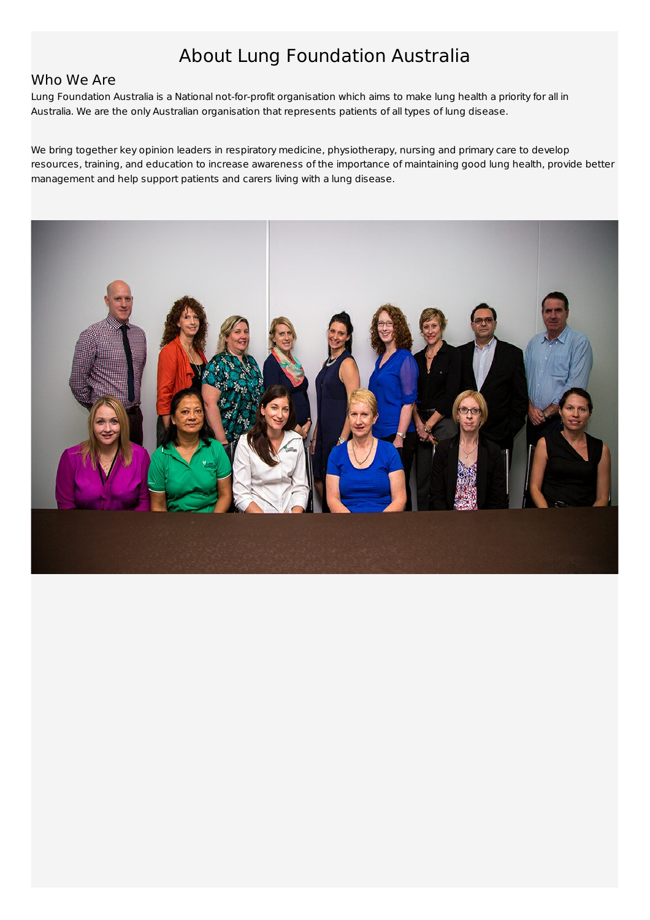# About Lung Foundation Australia

## Who We Are

Lung Foundation Australia is a National not-for-profit organisation which aims to make lung health a priority for all in Australia. We are the only Australian organisation that represents patients of all types of lung disease.

We bring together key opinion leaders in respiratory medicine, physiotherapy, nursing and primary care to develop resources, training, and education to increase awareness of the importance of maintaining good lung health, provide better management and help support patients and carers living with a lung disease.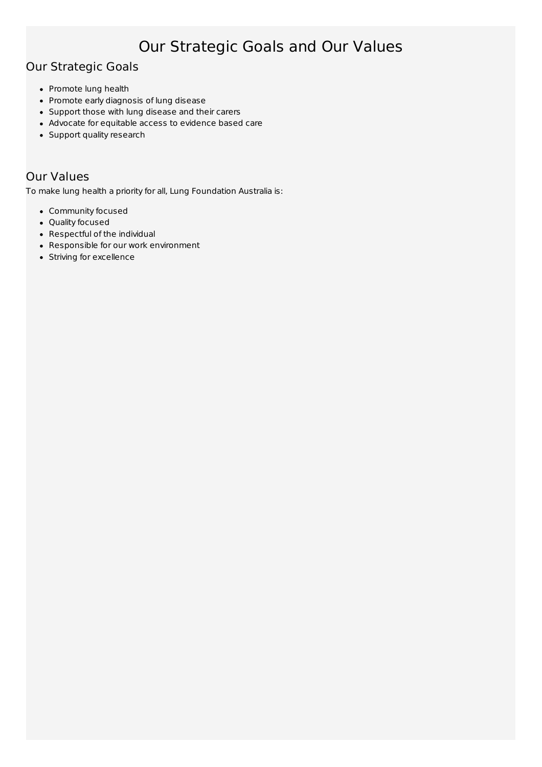# Our Strategic Goals and Our Values

## Our Strategic Goals

- Promote lung health
- Promote early diagnosis of lung disease
- Support those with lung disease and their carers
- Advocate for equitable access to evidence based care
- Support quality research

## Our Values

To make lung health a priority for all, Lung Foundation Australia is:

- Community focused
- Quality focused
- Respectful of the individual
- Responsible for our work environment
- Striving for excellence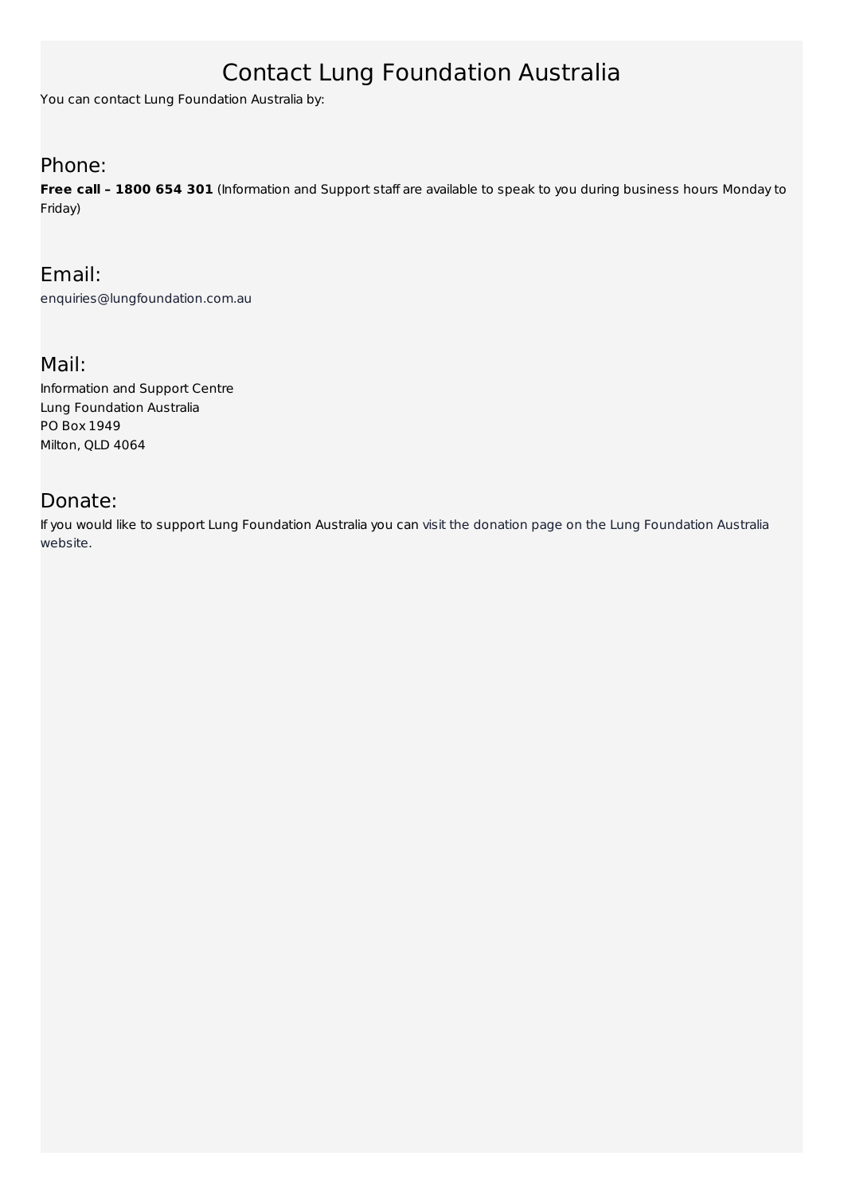# Contact Lung Foundation Australia

You can contact Lung Foundation Australia by:

## Phone:

**Free call – 1800 654 301** (Information and Support staff are available to speak to you during business hours Monday to Friday)

## Email:

enquiries@lungfoundation.com.au

## Mail:

Information and Support Centre
Lung Foundation Australia
PO Box 1949
Milton, QLD 4064

## Donate:

If you would like to support Lung Foundation Australia you can visit the donation page on the Lung Foundation Australia website.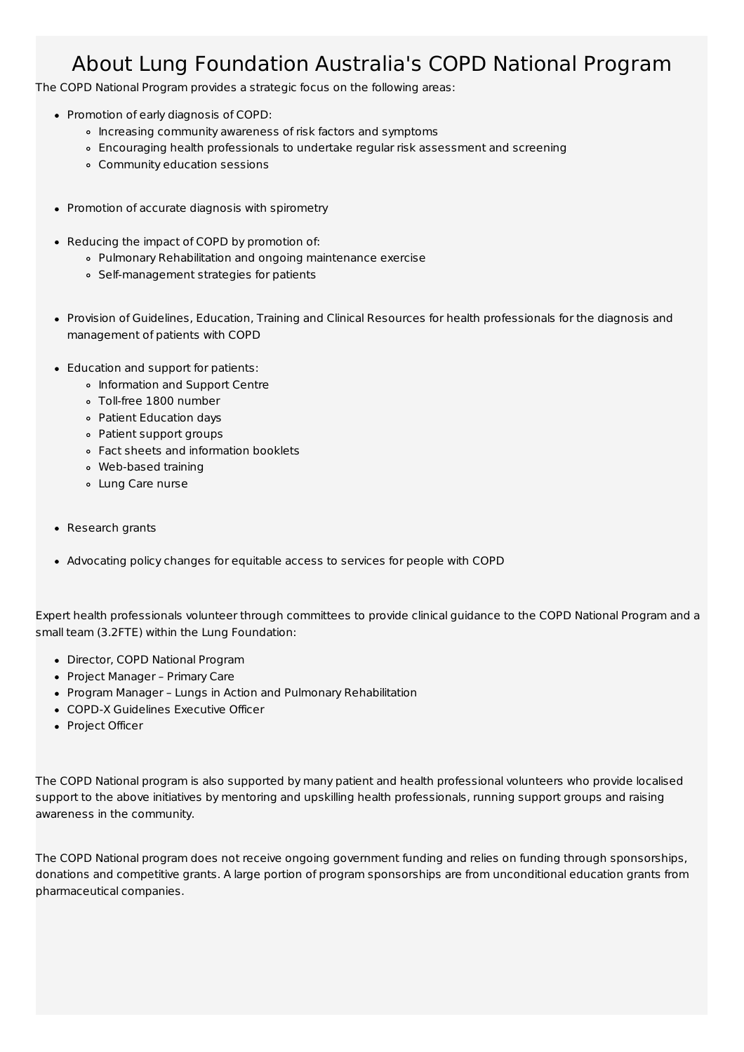# About Lung Foundation Australia's COPD National Program

The COPD National Program provides a strategic focus on the following areas:

- Promotion of early diagnosis of COPD:
  - Increasing community awareness of risk factors and symptoms
  - Encouraging health professionals to undertake regular risk assessment and screening
  - Community education sessions
- Promotion of accurate diagnosis with spirometry
- Reducing the impact of COPD by promotion of:
  - Pulmonary Rehabilitation and ongoing maintenance exercise
  - Self-management strategies for patients
- Provision of Guidelines, Education, Training and Clinical Resources for health professionals for the diagnosis and management of patients with COPD
- Education and support for patients:
  - Information and Support Centre
  - Toll-free 1800 number
  - Patient Education days
  - Patient support groups
  - Fact sheets and information booklets
  - Web-based training
  - Lung Care nurse
- Research grants
- Advocating policy changes for equitable access to services for people with COPD

Expert health professionals volunteer through committees to provide clinical guidance to the COPD National Program and a small team (3.2FTE) within the Lung Foundation:

- Director, COPD National Program
- Project Manager – Primary Care
- Program Manager – Lungs in Action and Pulmonary Rehabilitation
- COPD-X Guidelines Executive Officer
- Project Officer

The COPD National program is also supported by many patient and health professional volunteers who provide localised support to the above initiatives by mentoring and upskilling health professionals, running support groups and raising awareness in the community.

The COPD National program does not receive ongoing government funding and relies on funding through sponsorships, donations and competitive grants. A large portion of program sponsorships are from unconditional education grants from pharmaceutical companies.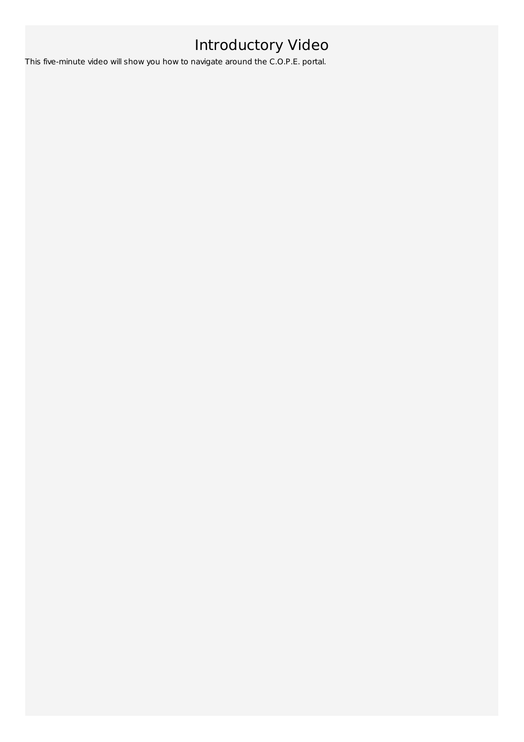# Introductory Video

This five-minute video will show you how to navigate around the C.O.P.E. portal.